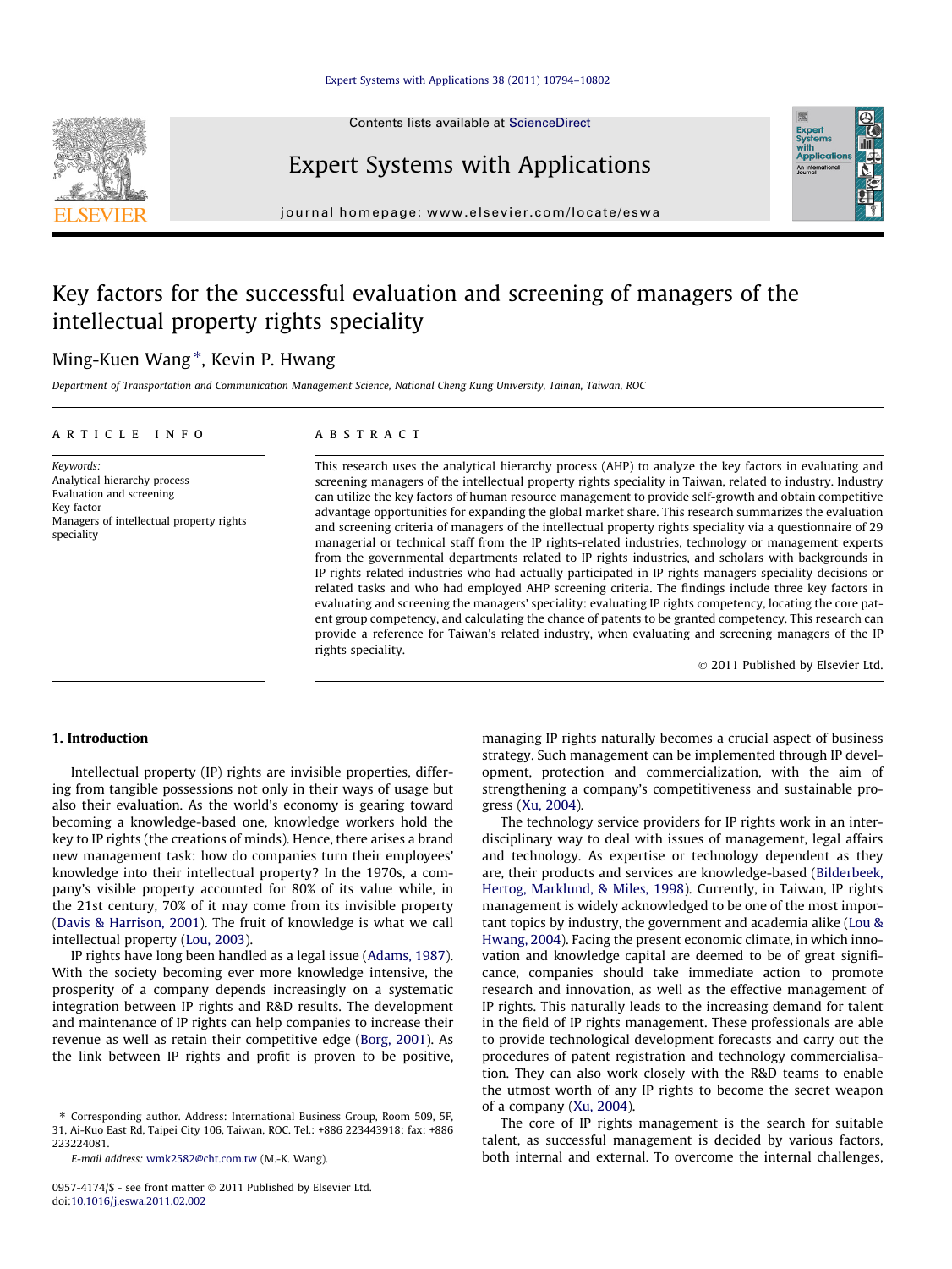# Key factors for the successful evaluation and screening of managers of the intellectual property rights speciality

Ming-Kuen Wang *, Kevin P. Hwang

*Department of Transportation and Communication Management Science, National Cheng Kung University, Tainan, Taiwan, ROC*

## ARTICLE INFO

*Keywords:*
Analytical hierarchy process
Evaluation and screening
Key factor
Managers of intellectual property rights speciality

## ABSTRACT

This research uses the analytical hierarchy process (AHP) to analyze the key factors in evaluating and screening managers of the intellectual property rights speciality in Taiwan, related to industry. Industry can utilize the key factors of human resource management to provide self-growth and obtain competitive advantage opportunities for expanding the global market share. This research summarizes the evaluation and screening criteria of managers of the intellectual property rights speciality via a questionnaire of 29 managerial or technical staff from the IP rights-related industries, technology or management experts from the governmental departments related to IP rights industries, and scholars with backgrounds in IP rights related industries who had actually participated in IP rights managers speciality decisions or related tasks and who had employed AHP screening criteria. The findings include three key factors in evaluating and screening the managers' speciality: evaluating IP rights competency, locating the core patent group competency, and calculating the chance of patents to be granted competency. This research can provide a reference for Taiwan's related industry, when evaluating and screening managers of the IP rights speciality.

© 2011 Published by Elsevier Ltd.

## 1. Introduction

Intellectual property (IP) rights are invisible properties, differing from tangible possessions not only in their ways of usage but also their evaluation. As the world's economy is gearing toward becoming a knowledge-based one, knowledge workers hold the key to IP rights (the creations of minds). Hence, there arises a brand new management task: how do companies turn their employees' knowledge into their intellectual property? In the 1970s, a company's visible property accounted for 80% of its value while, in the 21st century, 70% of it may come from its invisible property (Davis & Harrison, 2001). The fruit of knowledge is what we call intellectual property (Lou, 2003).

IP rights have long been handled as a legal issue (Adams, 1987). With the society becoming ever more knowledge intensive, the prosperity of a company depends increasingly on a systematic integration between IP rights and R&D results. The development and maintenance of IP rights can help companies to increase their revenue as well as retain their competitive edge (Borg, 2001). As the link between IP rights and profit is proven to be positive, managing IP rights naturally becomes a crucial aspect of business strategy. Such management can be implemented through IP development, protection and commercialization, with the aim of strengthening a company's competitiveness and sustainable progress (Xu, 2004).

The technology service providers for IP rights work in an interdisciplinary way to deal with issues of management, legal affairs and technology. As expertise or technology dependent as they are, their products and services are knowledge-based (Bilderbeek, Hertog, Marklund, & Miles, 1998). Currently, in Taiwan, IP rights management is widely acknowledged to be one of the most important topics by industry, the government and academia alike (Lou & Hwang, 2004). Facing the present economic climate, in which innovation and knowledge capital are deemed to be of great significance, companies should take immediate action to promote research and innovation, as well as the effective management of IP rights. This naturally leads to the increasing demand for talent in the field of IP rights management. These professionals are able to provide technological development forecasts and carry out the procedures of patent registration and technology commercialisation. They can also work closely with the R&D teams to enable the utmost worth of any IP rights to become the secret weapon of a company (Xu, 2004).

The core of IP rights management is the search for suitable talent, as successful management is decided by various factors, both internal and external. To overcome the internal challenges,

---

* Corresponding author. Address: International Business Group, Room 509, 5F, 31, Ai-Kuo East Rd, Taipei City 106, Taiwan, ROC. Tel.: +886 223443918; fax: +886 223224081.

*E-mail address:* wmk2582@cht.com.tw (M.-K. Wang).

0957-4174/$ - see front matter © 2011 Published by Elsevier Ltd.
doi:10.1016/j.eswa.2011.02.002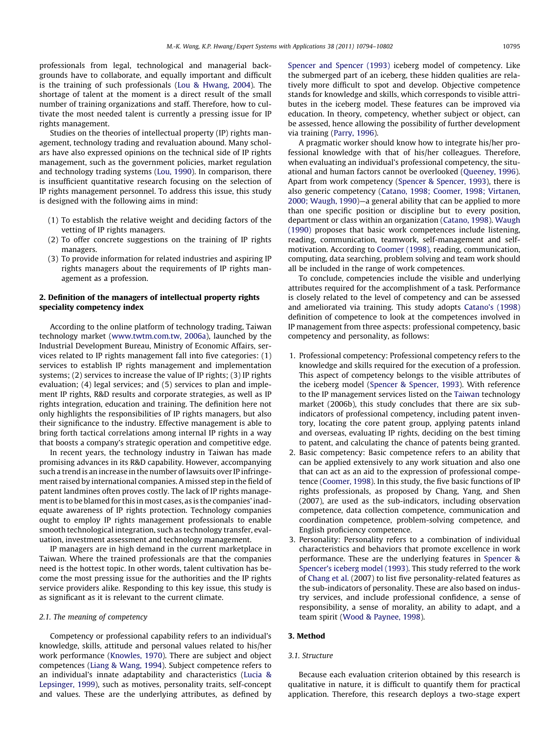professionals from legal, technological and managerial backgrounds have to collaborate, and equally important and difficult is the training of such professionals (Lou & Hwang, 2004). The shortage of talent at the moment is a direct result of the small number of training organizations and staff. Therefore, how to cultivate the most needed talent is currently a pressing issue for IP rights management.

Studies on the theories of intellectual property (IP) rights management, technology trading and revaluation abound. Many scholars have also expressed opinions on the technical side of IP rights management, such as the government policies, market regulation and technology trading systems (Lou, 1990). In comparison, there is insufficient quantitative research focusing on the selection of IP rights management personnel. To address this issue, this study is designed with the following aims in mind:

(1) To establish the relative weight and deciding factors of the vetting of IP rights managers.
(2) To offer concrete suggestions on the training of IP rights managers.
(3) To provide information for related industries and aspiring IP rights managers about the requirements of IP rights management as a profession.

## 2. Definition of the managers of intellectual property rights speciality competency index

According to the online platform of technology trading, Taiwan technology market (www.twtm.com.tw, 2006a), launched by the Industrial Development Bureau, Ministry of Economic Affairs, services related to IP rights management fall into five categories: (1) services to establish IP rights management and implementation systems; (2) services to increase the value of IP rights; (3) IP rights evaluation; (4) legal services; and (5) services to plan and implement IP rights, R&D results and corporate strategies, as well as IP rights integration, education and training. The definition here not only highlights the responsibilities of IP rights managers, but also their significance to the industry. Effective management is able to bring forth tactical correlations among internal IP rights in a way that boosts a company's strategic operation and competitive edge.

In recent years, the technology industry in Taiwan has made promising advances in its R&D capability. However, accompanying such a trend is an increase in the number of lawsuits over IP infringement raised by international companies. A missed step in the field of patent landmines often proves costly. The lack of IP rights management is to be blamed for this in most cases, as is the companies' inadequate awareness of IP rights protection. Technology companies ought to employ IP rights management professionals to enable smooth technological integration, such as technology transfer, evaluation, investment assessment and technology management.

IP managers are in high demand in the current marketplace in Taiwan. Where the trained professionals are that the companies need is the hottest topic. In other words, talent cultivation has become the most pressing issue for the authorities and the IP rights service providers alike. Responding to this key issue, this study is as significant as it is relevant to the current climate.

### 2.1. The meaning of competency

Competency or professional capability refers to an individual's knowledge, skills, attitude and personal values related to his/her work performance (Knowles, 1970). There are subject and object competences (Liang & Wang, 1994). Subject competence refers to an individual's innate adaptability and characteristics (Lucia & Lepsinger, 1999), such as motives, personality traits, self-concept and values. These are the underlying attributes, as defined by Spencer and Spencer (1993) iceberg model of competency. Like the submerged part of an iceberg, these hidden qualities are relatively more difficult to spot and develop. Objective competence stands for knowledge and skills, which corresponds to visible attributes in the iceberg model. These features can be improved via education. In theory, competency, whether subject or object, can be assessed, hence allowing the possibility of further development via training (Parry, 1996).

A pragmatic worker should know how to integrate his/her professional knowledge with that of his/her colleagues. Therefore, when evaluating an individual's professional competency, the situational and human factors cannot be overlooked (Queeney, 1996). Apart from work competency (Spencer & Spencer, 1993), there is also generic competency (Catano, 1998; Coomer, 1998; Virtanen, 2000; Waugh, 1990)—a general ability that can be applied to more than one specific position or discipline but to every position, department or class within an organization (Catano, 1998). Waugh (1990) proposes that basic work competences include listening, reading, communication, teamwork, self-management and self-motivation. According to Coomer (1998), reading, communication, computing, data searching, problem solving and team work should all be included in the range of work competences.

To conclude, competencies include the visible and underlying attributes required for the accomplishment of a task. Performance is closely related to the level of competency and can be assessed and ameliorated via training. This study adopts Catano's (1998) definition of competence to look at the competences involved in IP management from three aspects: professional competency, basic competency and personality, as follows:

1. Professional competency: Professional competency refers to the knowledge and skills required for the execution of a profession. This aspect of competency belongs to the visible attributes of the iceberg model (Spencer & Spencer, 1993). With reference to the IP management services listed on the Taiwan technology market (2006b), this study concludes that there are six sub-indicators of professional competency, including patent inventory, locating the core patent group, applying patents inland and overseas, evaluating IP rights, deciding on the best timing to patent, and calculating the chance of patents being granted.
2. Basic competency: Basic competence refers to an ability that can be applied extensively to any work situation and also one that can act as an aid to the expression of professional competence (Coomer, 1998). In this study, the five basic functions of IP rights professionals, as proposed by Chang, Yang, and Shen (2007), are used as the sub-indicators, including observation competence, data collection competence, communication and coordination competence, problem-solving competence, and English proficiency competence.
3. Personality: Personality refers to a combination of individual characteristics and behaviors that promote excellence in work performance. These are the underlying features in Spencer & Spencer's iceberg model (1993). This study referred to the work of Chang et al. (2007) to list five personality-related features as the sub-indicators of personality. These are also based on industry services, and include professional confidence, a sense of responsibility, a sense of morality, an ability to adapt, and a team spirit (Wood & Paynee, 1998).

## 3. Method

### 3.1. Structure

Because each evaluation criterion obtained by this research is qualitative in nature, it is difficult to quantify them for practical application. Therefore, this research deploys a two-stage expert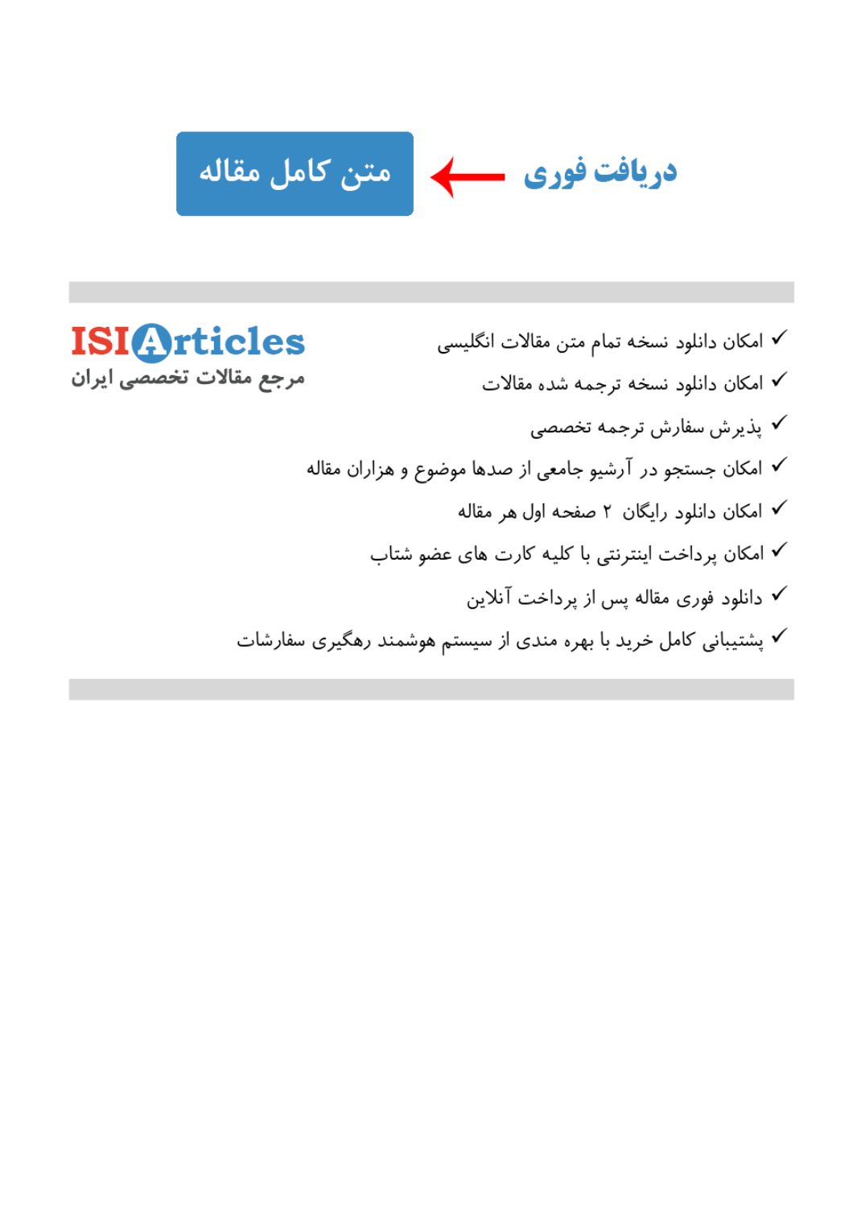دریافت فوری ← متن کامل مقاله

**ISIArticles**
مرجع مقالات تخصصی ایران

- ✓ امکان دانلود نسخه تمام متن مقالات انگلیسی
- ✓ امکان دانلود نسخه ترجمه شده مقالات
- ✓ پذیرش سفارش ترجمه تخصصی
- ✓ امکان جستجو در آرشیو جامعی از صدها موضوع و هزاران مقاله
- ✓ امکان دانلود رایگان ۲ صفحه اول هر مقاله
- ✓ امکان پرداخت اینترنتی با کلیه کارت های عضو شتاب
- ✓ دانلود فوری مقاله پس از پرداخت آنلاین
- ✓ پشتیبانی کامل خرید با بهره مندی از سیستم هوشمند رهگیری سفارشات